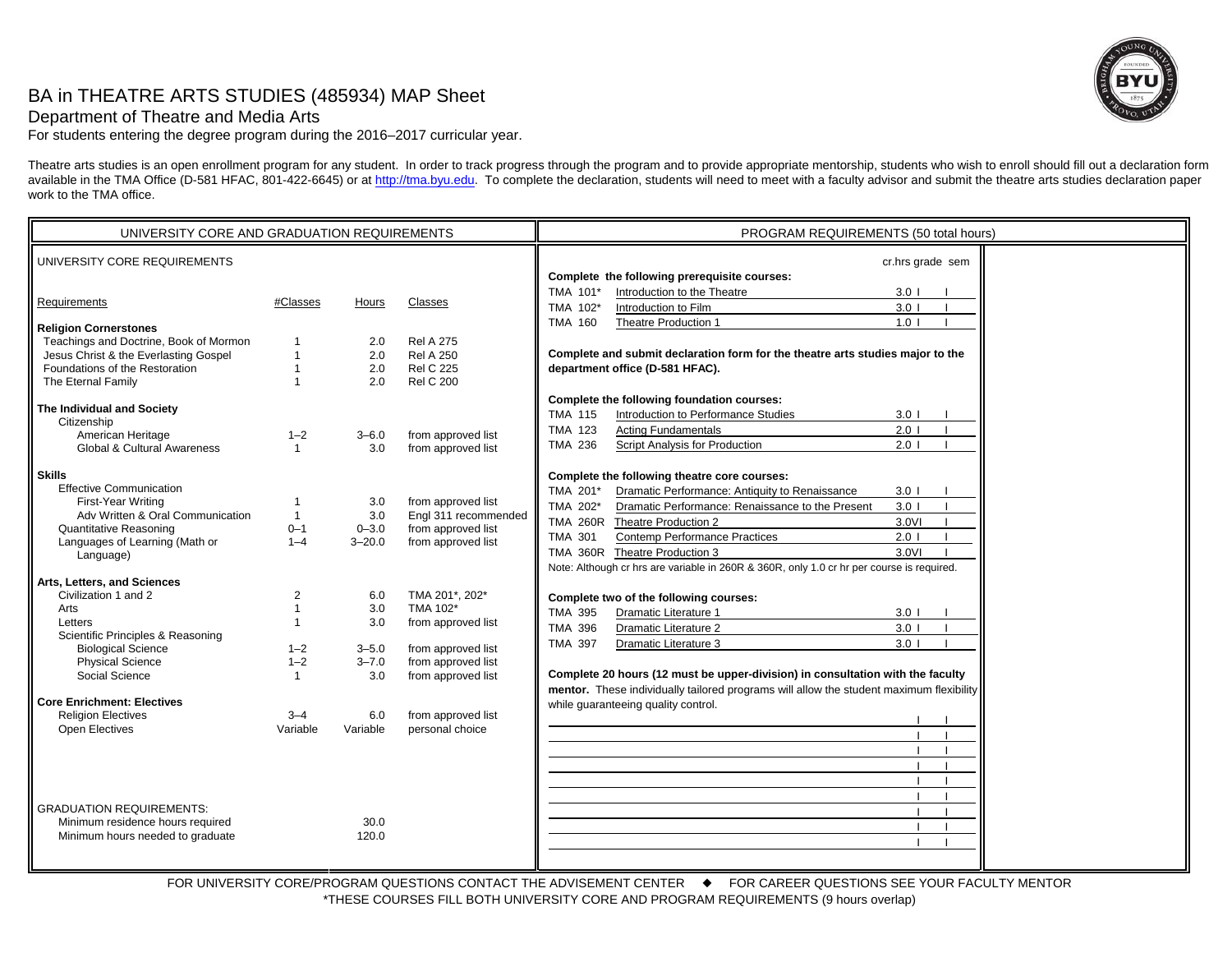# BA in THEATRE ARTS STUDIES (485934) MAP Sheet

## Department of Theatre and Media Arts

For students entering the degree program during the 2016–2017 curricular year.

Theatre arts studies is an open enrollment program for any student. In order to track progress through the program and to provide appropriate mentorship, students who wish to enroll should fill out a declaration form available in the TMA Office (D-581 HFAC, 801-422-6645) or at http://tma.byu.edu. To complete the declaration, students will need to meet with a faculty advisor and submit the theatre arts studies declaration paper work to the TMA office.

## UNIVERSITY CORE AND GRADUATION REQUIREMENTS

### UNIVERSITY CORE REQUIREMENTS

| Requirements | #Classes | Hours | Classes |
|---|---|---|---|
| **Religion Cornerstones** | | | |
| Teachings and Doctrine, Book of Mormon | 1 | 2.0 | Rel A 275 |
| Jesus Christ & the Everlasting Gospel | 1 | 2.0 | Rel A 250 |
| Foundations of the Restoration | 1 | 2.0 | Rel C 225 |
| The Eternal Family | 1 | 2.0 | Rel C 200 |
| **The Individual and Society** | | | |
| Citizenship | | | |
| American Heritage | 1–2 | 3–6.0 | from approved list |
| Global & Cultural Awareness | 1 | 3.0 | from approved list |
| **Skills** | | | |
| Effective Communication | | | |
| First-Year Writing | 1 | 3.0 | from approved list |
| Adv Written & Oral Communication | 1 | 3.0 | Engl 311 recommended |
| Quantitative Reasoning | 0–1 | 0–3.0 | from approved list |
| Languages of Learning (Math or Language) | 1–4 | 3–20.0 | from approved list |
| **Arts, Letters, and Sciences** | | | |
| Civilization 1 and 2 | 2 | 6.0 | TMA 201*, 202* |
| Arts | 1 | 3.0 | TMA 102* |
| Letters | 1 | 3.0 | from approved list |
| Scientific Principles & Reasoning | | | |
| Biological Science | 1–2 | 3–5.0 | from approved list |
| Physical Science | 1–2 | 3–7.0 | from approved list |
| Social Science | 1 | 3.0 | from approved list |
| **Core Enrichment: Electives** | | | |
| Religion Electives | 3–4 | 6.0 | from approved list |
| Open Electives | Variable | Variable | personal choice |

### GRADUATION REQUIREMENTS:

| | Hours |
|---|---|
| Minimum residence hours required | 30.0 |
| Minimum hours needed to graduate | 120.0 |

## PROGRAM REQUIREMENTS (50 total hours)

**Complete the following prerequisite courses:**

| Course | Title | cr.hrs | grade | sem |
|---|---|---|---|---|
| TMA 101* | Introduction to the Theatre | 3.0 | | |
| TMA 102* | Introduction to Film | 3.0 | | |
| TMA 160 | Theatre Production 1 | 1.0 | | |

**Complete and submit declaration form for the theatre arts studies major to the department office (D-581 HFAC).**

**Complete the following foundation courses:**

| Course | Title | cr.hrs | grade | sem |
|---|---|---|---|---|
| TMA 115 | Introduction to Performance Studies | 3.0 | | |
| TMA 123 | Acting Fundamentals | 2.0 | | |
| TMA 236 | Script Analysis for Production | 2.0 | | |

**Complete the following theatre core courses:**

| Course | Title | cr.hrs | grade | sem |
|---|---|---|---|---|
| TMA 201* | Dramatic Performance: Antiquity to Renaissance | 3.0 | | |
| TMA 202* | Dramatic Performance: Renaissance to the Present | 3.0 | | |
| TMA 260R | Theatre Production 2 | 3.0V | | |
| TMA 301 | Contemp Performance Practices | 2.0 | | |
| TMA 360R | Theatre Production 3 | 3.0V | | |

Note: Although cr hrs are variable in 260R & 360R, only 1.0 cr hr per course is required.

**Complete two of the following courses:**

| Course | Title | cr.hrs | grade | sem |
|---|---|---|---|---|
| TMA 395 | Dramatic Literature 1 | 3.0 | | |
| TMA 396 | Dramatic Literature 2 | 3.0 | | |
| TMA 397 | Dramatic Literature 3 | 3.0 | | |

**Complete 20 hours (12 must be upper-division) in consultation with the faculty mentor.** These individually tailored programs will allow the student maximum flexibility while guaranteeing quality control.

| Course | cr.hrs | grade | sem |
|---|---|---|---|
| | | | |
| | | | |
| | | | |
| | | | |
| | | | |
| | | | |
| | | | |
| | | | |

FOR UNIVERSITY CORE/PROGRAM QUESTIONS CONTACT THE ADVISEMENT CENTER ◆ FOR CAREER QUESTIONS SEE YOUR FACULTY MENTOR

*THESE COURSES FILL BOTH UNIVERSITY CORE AND PROGRAM REQUIREMENTS (9 hours overlap)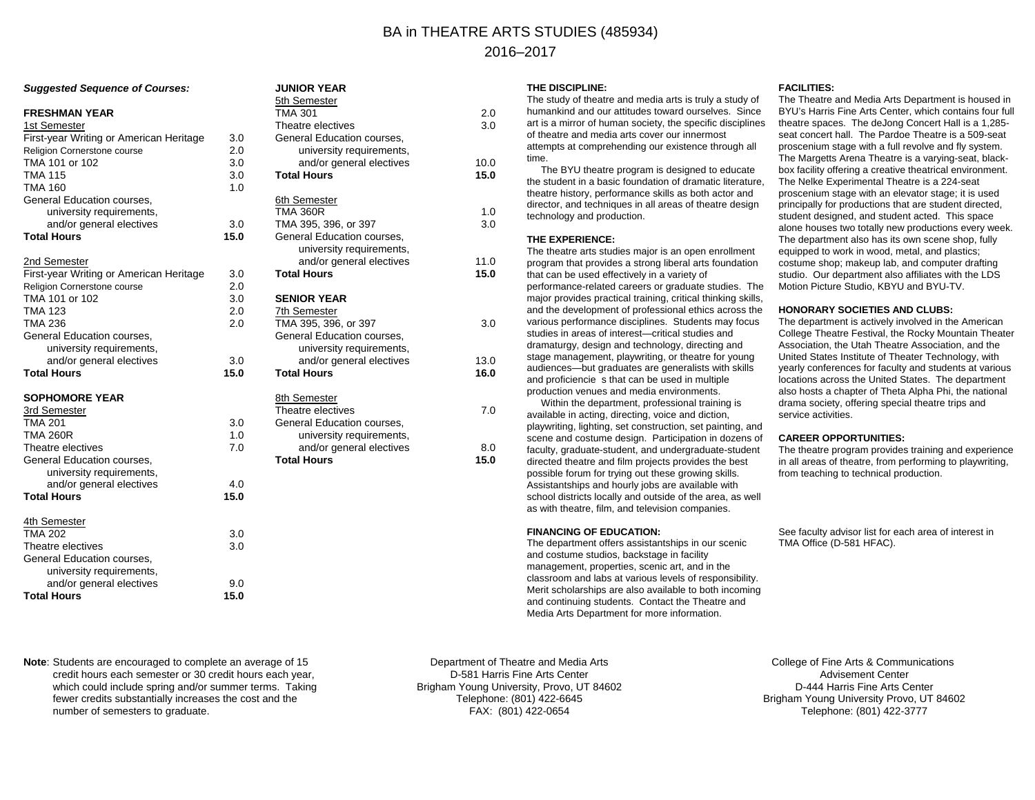# BA in THEATRE ARTS STUDIES (485934)

## 2016–2017

***Suggested Sequence of Courses:***

### FRESHMAN YEAR

| 1st Semester | |
|---|---|
| First-year Writing or American Heritage | 3.0 |
| Religion Cornerstone course | 2.0 |
| TMA 101 or 102 | 3.0 |
| TMA 115 | 3.0 |
| TMA 160 | 1.0 |
| General Education courses, university requirements, and/or general electives | 3.0 |
| **Total Hours** | **15.0** |

| 2nd Semester | |
|---|---|
| First-year Writing or American Heritage | 3.0 |
| Religion Cornerstone course | 2.0 |
| TMA 101 or 102 | 3.0 |
| TMA 123 | 2.0 |
| TMA 236 | 2.0 |
| General Education courses, university requirements, and/or general electives | 3.0 |
| **Total Hours** | **15.0** |

### SOPHOMORE YEAR

| 3rd Semester | |
|---|---|
| TMA 201 | 3.0 |
| TMA 260R | 1.0 |
| Theatre electives | 7.0 |
| General Education courses, university requirements, and/or general electives | 4.0 |
| **Total Hours** | **15.0** |

| 4th Semester | |
|---|---|
| TMA 202 | 3.0 |
| Theatre electives | 3.0 |
| General Education courses, university requirements, and/or general electives | 9.0 |
| **Total Hours** | **15.0** |

### JUNIOR YEAR

| 5th Semester | |
|---|---|
| TMA 301 | 2.0 |
| Theatre electives | 3.0 |
| General Education courses, university requirements, and/or general electives | 10.0 |
| **Total Hours** | **15.0** |

| 6th Semester | |
|---|---|
| TMA 360R | 1.0 |
| TMA 395, 396, or 397 | 3.0 |
| General Education courses, university requirements, and/or general electives | 11.0 |
| **Total Hours** | **15.0** |

### SENIOR YEAR

| 7th Semester | |
|---|---|
| TMA 395, 396, or 397 | 3.0 |
| General Education courses, university requirements, and/or general electives | 13.0 |
| **Total Hours** | **16.0** |

| 8th Semester | |
|---|---|
| Theatre electives | 7.0 |
| General Education courses, university requirements, and/or general electives | 8.0 |
| **Total Hours** | **15.0** |

### THE DISCIPLINE:

The study of theatre and media arts is truly a study of humankind and our attitudes toward ourselves. Since art is a mirror of human society, the specific disciplines of theatre and media arts cover our innermost attempts at comprehending our existence through all time.

The BYU theatre program is designed to educate the student in a basic foundation of dramatic literature, theatre history, performance skills as both actor and director, and techniques in all areas of theatre design technology and production.

### THE EXPERIENCE:

The theatre arts studies major is an open enrollment program that provides a strong liberal arts foundation that can be used effectively in a variety of performance-related careers or graduate studies. The major provides practical training, critical thinking skills, and the development of professional ethics across the various performance disciplines. Students may focus studies in areas of interest—critical studies and dramaturgy, design and technology, directing and stage management, playwriting, or theatre for young audiences—but graduates are generalists with skills and proficiencie s that can be used in multiple production venues and media environments.

Within the department, professional training is available in acting, directing, voice and diction, playwriting, lighting, set construction, set painting, and scene and costume design. Participation in dozens of faculty, graduate-student, and undergraduate-student directed theatre and film projects provides the best possible forum for trying out these growing skills. Assistantships and hourly jobs are available with school districts locally and outside of the area, as well as with theatre, film, and television companies.

### FINANCING OF EDUCATION:

The department offers assistantships in our scenic and costume studios, backstage in facility management, properties, scenic art, and in the classroom and labs at various levels of responsibility. Merit scholarships are also available to both incoming and continuing students. Contact the Theatre and Media Arts Department for more information.

### FACILITIES:

The Theatre and Media Arts Department is housed in BYU's Harris Fine Arts Center, which contains four full theatre spaces. The deJong Concert Hall is a 1,285-seat concert hall. The Pardoe Theatre is a 509-seat proscenium stage with a full revolve and fly system. The Margetts Arena Theatre is a varying-seat, black-box facility offering a creative theatrical environment. The Nelke Experimental Theatre is a 224-seat proscenium stage with an elevator stage; it is used principally for productions that are student directed, student designed, and student acted. This space alone houses two totally new productions every week. The department also has its own scene shop, fully equipped to work in wood, metal, and plastics; costume shop; makeup lab, and computer drafting studio. Our department also affiliates with the LDS Motion Picture Studio, KBYU and BYU-TV.

### HONORARY SOCIETIES AND CLUBS:

The department is actively involved in the American College Theatre Festival, the Rocky Mountain Theater Association, the Utah Theatre Association, and the United States Institute of Theater Technology, with yearly conferences for faculty and students at various locations across the United States. The department also hosts a chapter of Theta Alpha Phi, the national drama society, offering special theatre trips and service activities.

### CAREER OPPORTUNITIES:

The theatre program provides training and experience in all areas of theatre, from performing to playwriting, from teaching to technical production.

See faculty advisor list for each area of interest in TMA Office (D-581 HFAC).

**Note**: Students are encouraged to complete an average of 15 credit hours each semester or 30 credit hours each year, which could include spring and/or summer terms. Taking fewer credits substantially increases the cost and the number of semesters to graduate.

Department of Theatre and Media Arts
D-581 Harris Fine Arts Center
Brigham Young University, Provo, UT 84602
Telephone: (801) 422-6645
FAX: (801) 422-0654

College of Fine Arts & Communications
Advisement Center
D-444 Harris Fine Arts Center
Brigham Young University Provo, UT 84602
Telephone: (801) 422-3777